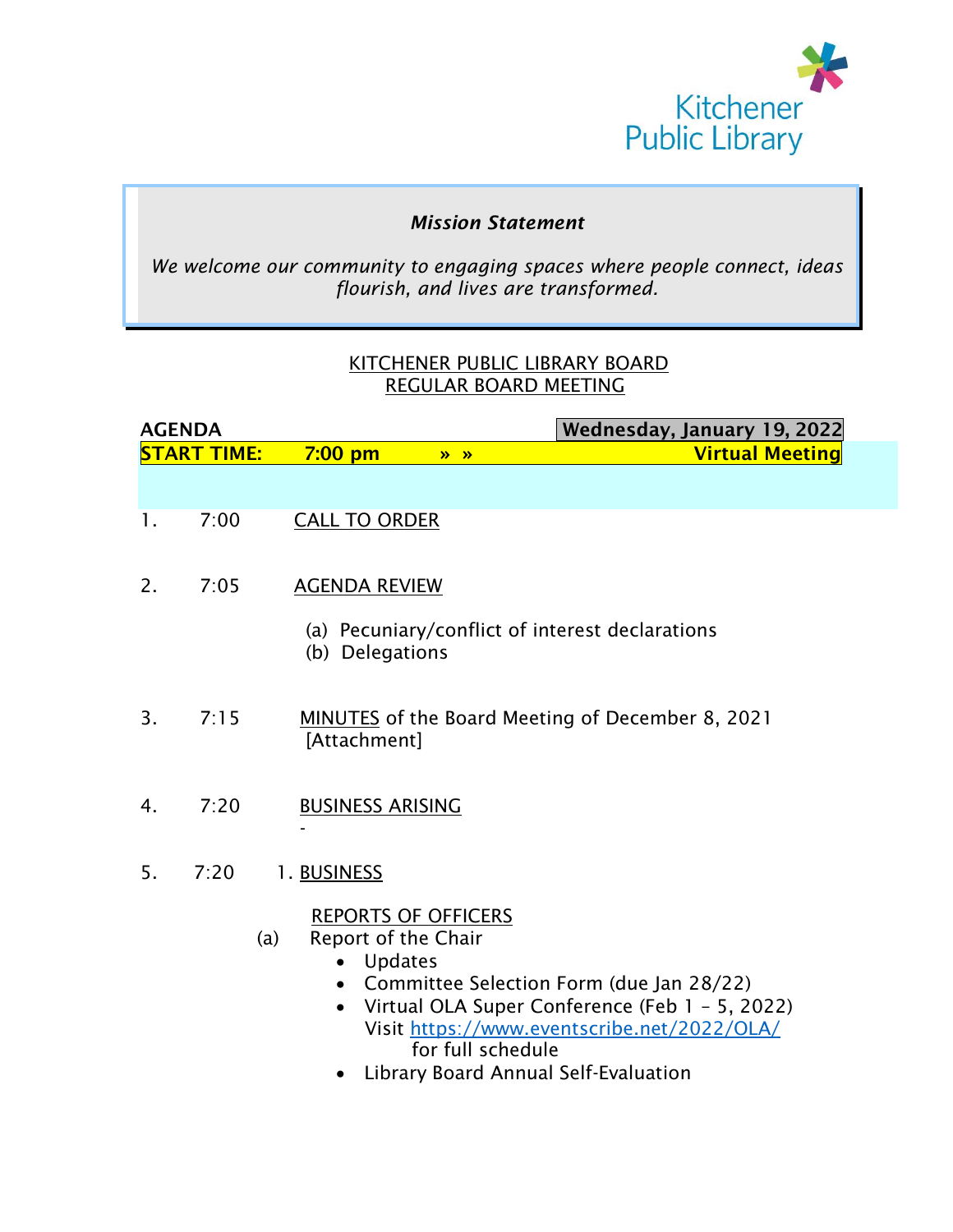Kitchener Public Library

***Mission Statement***

*We welcome our community to engaging spaces where people connect, ideas flourish, and lives are transformed.*

## KITCHENER PUBLIC LIBRARY BOARD
## REGULAR BOARD MEETING

**AGENDA** **Wednesday, January 19, 2022**

**START TIME: 7:00 pm » » Virtual Meeting**

1. 7:00 CALL TO ORDER

2. 7:05 AGENDA REVIEW
   - (a) Pecuniary/conflict of interest declarations
   - (b) Delegations

3. 7:15 MINUTES of the Board Meeting of December 8, 2021 [Attachment]

4. 7:20 BUSINESS ARISING
   -

5. 7:20 1. BUSINESS

   REPORTS OF OFFICERS

   (a) Report of the Chair
   - Updates
   - Committee Selection Form (due Jan 28/22)
   - Virtual OLA Super Conference (Feb 1 – 5, 2022) Visit https://www.eventscribe.net/2022/OLA/ for full schedule
   - Library Board Annual Self-Evaluation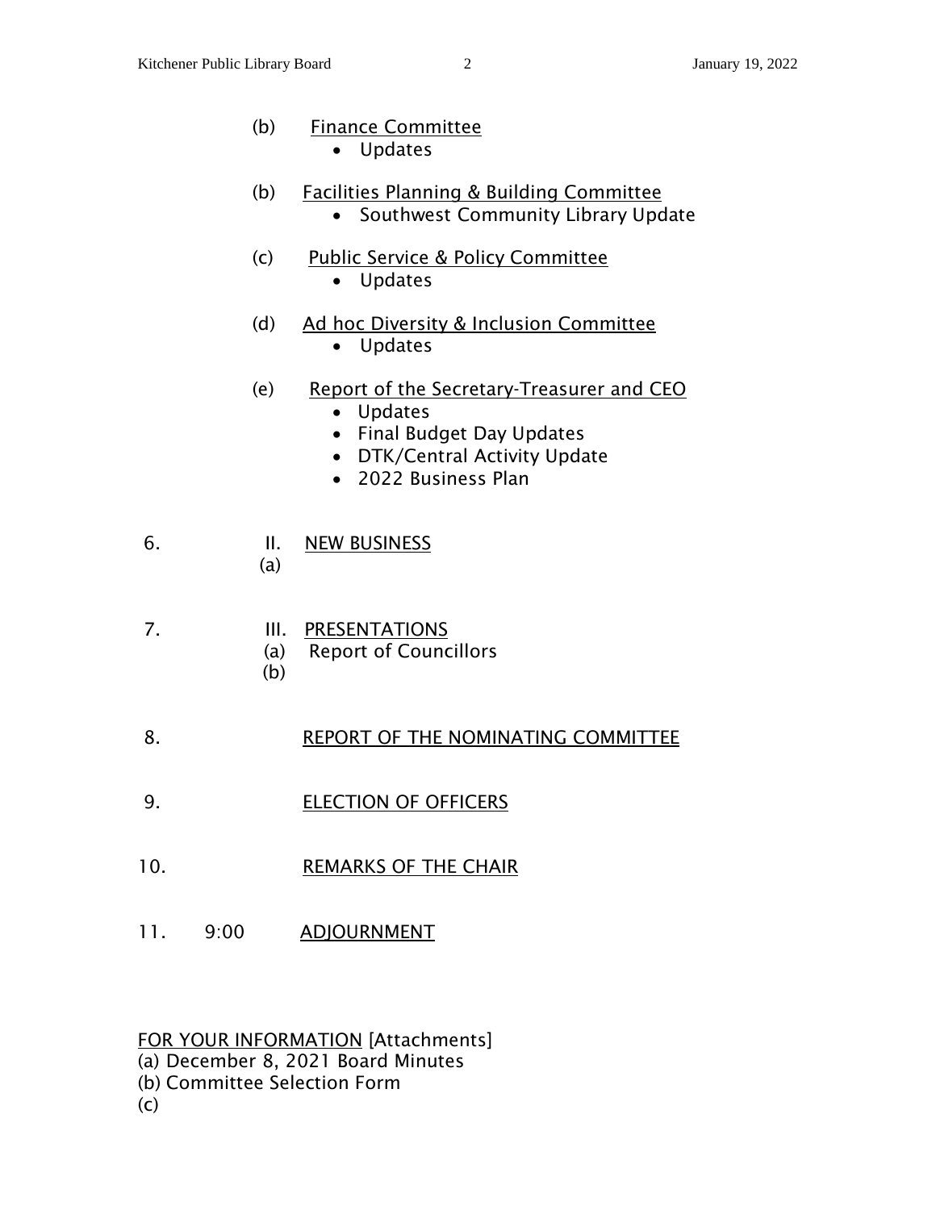(b) Finance Committee
- Updates

(b) Facilities Planning & Building Committee
- Southwest Community Library Update

(c) Public Service & Policy Committee
- Updates

(d) Ad hoc Diversity & Inclusion Committee
- Updates

(e) Report of the Secretary-Treasurer and CEO
- Updates
- Final Budget Day Updates
- DTK/Central Activity Update
- 2022 Business Plan

6. II. NEW BUSINESS

   (a)

7. III. PRESENTATIONS

   (a) Report of Councillors

   (b)

8. REPORT OF THE NOMINATING COMMITTEE

9. ELECTION OF OFFICERS

10. REMARKS OF THE CHAIR

11. 9:00 ADJOURNMENT

FOR YOUR INFORMATION [Attachments]

(a) December 8, 2021 Board Minutes

(b) Committee Selection Form

(c)